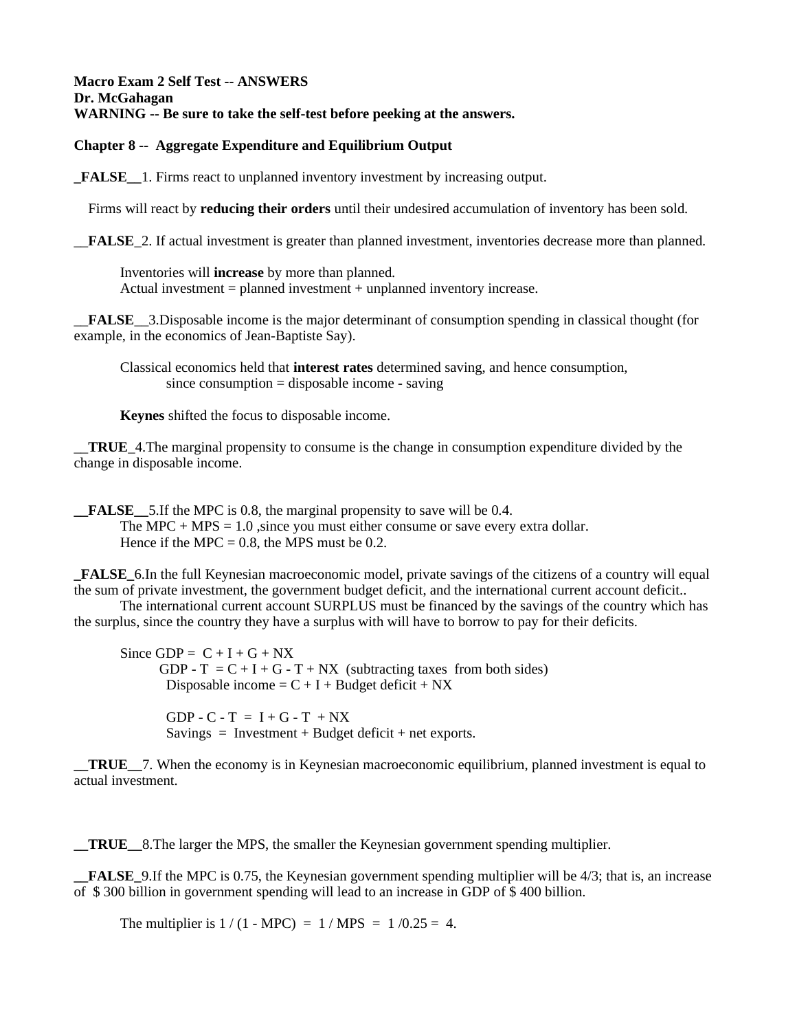**Macro Exam 2 Self Test -- ANSWERS**
**Dr. McGahagan**
**WARNING -- Be sure to take the self-test before peeking at the answers.**

**Chapter 8 -- Aggregate Expenditure and Equilibrium Output**

**_FALSE__**1. Firms react to unplanned inventory investment by increasing output.

Firms will react by **reducing their orders** until their undesired accumulation of inventory has been sold.

__**FALSE**_2. If actual investment is greater than planned investment, inventories decrease more than planned.

Inventories will **increase** by more than planned.
Actual investment = planned investment + unplanned inventory increase.

__**FALSE**__3.Disposable income is the major determinant of consumption spending in classical thought (for example, in the economics of Jean-Baptiste Say).

Classical economics held that **interest rates** determined saving, and hence consumption,
since consumption = disposable income - saving

**Keynes** shifted the focus to disposable income.

__**TRUE**_4.The marginal propensity to consume is the change in consumption expenditure divided by the change in disposable income.

**__FALSE__**5.If the MPC is 0.8, the marginal propensity to save will be 0.4.
The MPC + MPS = 1.0 ,since you must either consume or save every extra dollar.
Hence if the MPC = 0.8, the MPS must be 0.2.

**_FALSE_**6.In the full Keynesian macroeconomic model, private savings of the citizens of a country will equal the sum of private investment, the government budget deficit, and the international current account deficit..
The international current account SURPLUS must be financed by the savings of the country which has the surplus, since the country they have a surplus with will have to borrow to pay for their deficits.

Since GDP = C + I + G + NX
GDP - T = C + I + G - T + NX (subtracting taxes from both sides)
Disposable income = C + I + Budget deficit + NX

GDP - C - T = I + G - T + NX
Savings = Investment + Budget deficit + net exports.

**__TRUE__**7. When the economy is in Keynesian macroeconomic equilibrium, planned investment is equal to actual investment.

**__TRUE__**8.The larger the MPS, the smaller the Keynesian government spending multiplier.

**__FALSE_**9.If the MPC is 0.75, the Keynesian government spending multiplier will be 4/3; that is, an increase of $ 300 billion in government spending will lead to an increase in GDP of $ 400 billion.

The multiplier is 1 / (1 - MPC) = 1 / MPS = 1 /0.25 = 4.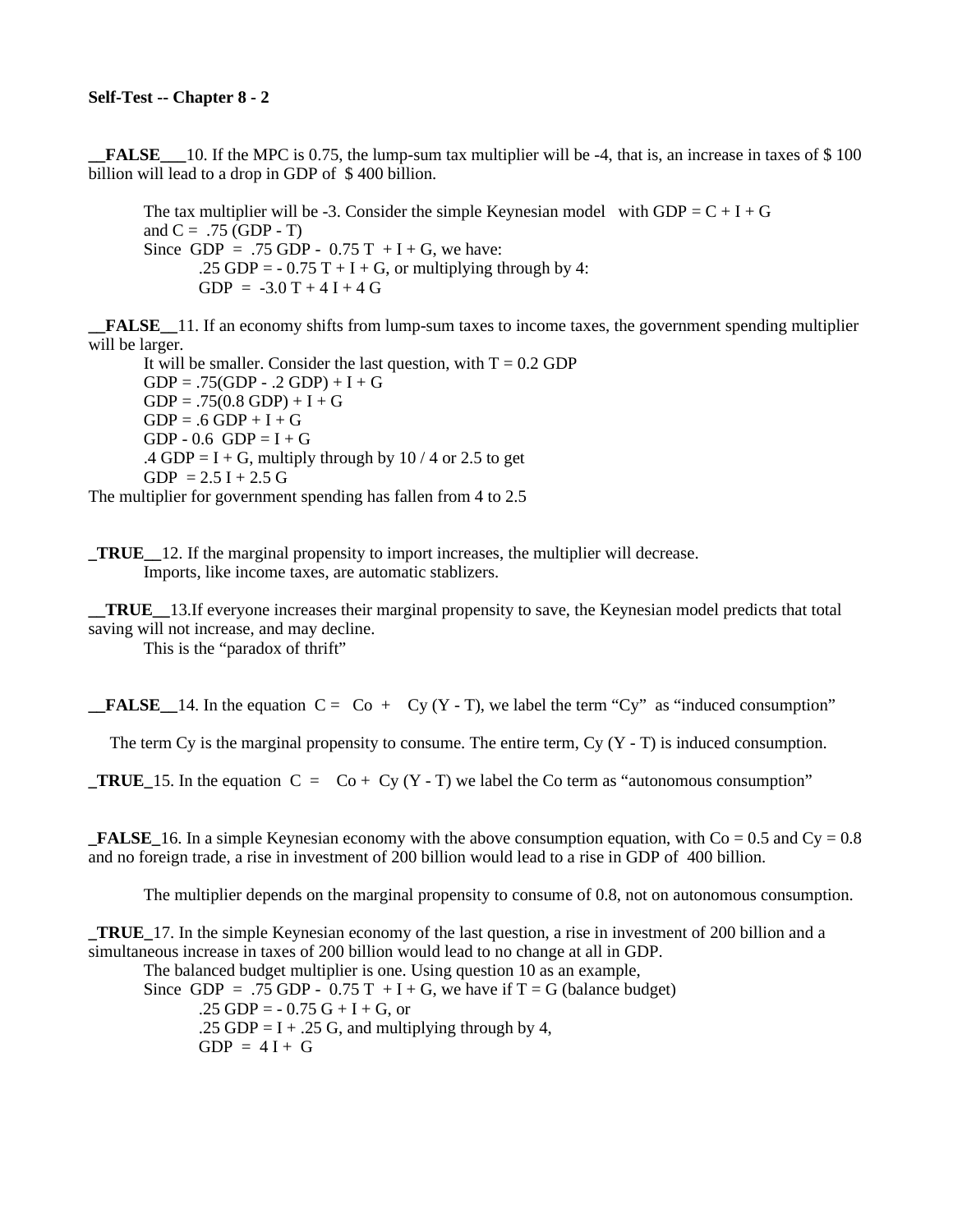**Self-Test -- Chapter 8 - 2**

__FALSE___10. If the MPC is 0.75, the lump-sum tax multiplier will be -4, that is, an increase in taxes of $ 100 billion will lead to a drop in GDP of $ 400 billion.

The tax multiplier will be -3. Consider the simple Keynesian model with GDP = C + I + G and C = .75 (GDP - T)

Since GDP = .75 GDP - 0.75 T + I + G, we have:

.25 GDP = - 0.75 T + I + G, or multiplying through by 4:

GDP = -3.0 T + 4 I + 4 G

__FALSE__11. If an economy shifts from lump-sum taxes to income taxes, the government spending multiplier will be larger.

It will be smaller. Consider the last question, with T = 0.2 GDP

GDP = .75(GDP - .2 GDP) + I + G

GDP = .75(0.8 GDP) + I + G

GDP = .6 GDP + I + G

GDP - 0.6 GDP = I + G

.4 GDP = I + G, multiply through by 10 / 4 or 2.5 to get

GDP = 2.5 I + 2.5 G

The multiplier for government spending has fallen from 4 to 2.5

_TRUE__12. If the marginal propensity to import increases, the multiplier will decrease.

Imports, like income taxes, are automatic stablizers.

__TRUE__13.If everyone increases their marginal propensity to save, the Keynesian model predicts that total saving will not increase, and may decline.

This is the "paradox of thrift"

__FALSE__14. In the equation C = Co + Cy (Y - T), we label the term "Cy" as "induced consumption"

The term Cy is the marginal propensity to consume. The entire term, Cy (Y - T) is induced consumption.

_TRUE_15. In the equation C = Co + Cy (Y - T) we label the Co term as "autonomous consumption"

_FALSE_16. In a simple Keynesian economy with the above consumption equation, with Co = 0.5 and Cy = 0.8 and no foreign trade, a rise in investment of 200 billion would lead to a rise in GDP of 400 billion.

The multiplier depends on the marginal propensity to consume of 0.8, not on autonomous consumption.

_TRUE_17. In the simple Keynesian economy of the last question, a rise in investment of 200 billion and a simultaneous increase in taxes of 200 billion would lead to no change at all in GDP.

The balanced budget multiplier is one. Using question 10 as an example,

Since GDP = .75 GDP - 0.75 T + I + G, we have if T = G (balance budget)

.25 GDP = - 0.75 G + I + G, or

.25 GDP = I + .25 G, and multiplying through by 4,

GDP = 4 I + G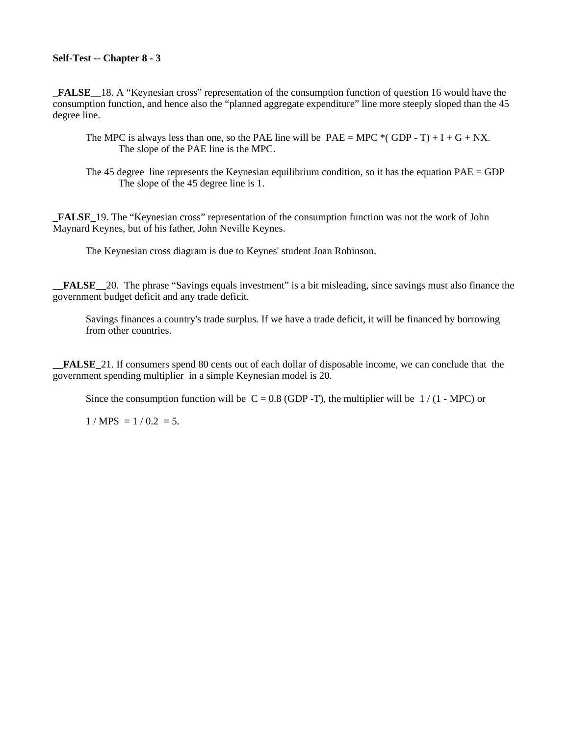**Self-Test -- Chapter 8 - 3**

**_FALSE__**18. A "Keynesian cross" representation of the consumption function of question 16 would have the consumption function, and hence also the "planned aggregate expenditure" line more steeply sloped than the 45 degree line.

> The MPC is always less than one, so the PAE line will be $PAE = MPC * (GDP - T) + I + G + NX$.
> The slope of the PAE line is the MPC.
>
> The 45 degree line represents the Keynesian equilibrium condition, so it has the equation $PAE = GDP$
> The slope of the 45 degree line is 1.

**_FALSE_**19. The "Keynesian cross" representation of the consumption function was not the work of John Maynard Keynes, but of his father, John Neville Keynes.

> The Keynesian cross diagram is due to Keynes' student Joan Robinson.

**__FALSE__**20. The phrase "Savings equals investment" is a bit misleading, since savings must also finance the government budget deficit and any trade deficit.

> Savings finances a country's trade surplus. If we have a trade deficit, it will be financed by borrowing from other countries.

**__FALSE_**21. If consumers spend 80 cents out of each dollar of disposable income, we can conclude that the government spending multiplier in a simple Keynesian model is 20.

> Since the consumption function will be $C = 0.8 (GDP - T)$, the multiplier will be $1 / (1 - MPC)$ or
>
> $1 / MPS = 1 / 0.2 = 5$.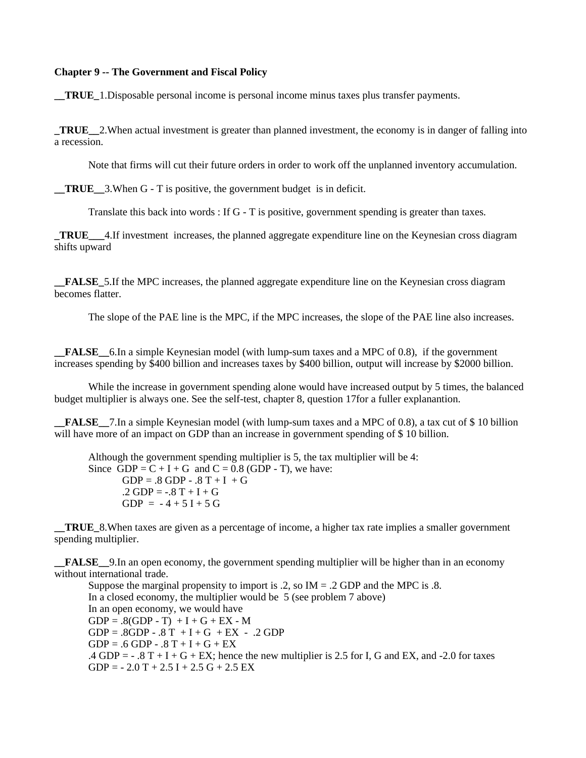**Chapter 9 -- The Government and Fiscal Policy**

**__TRUE_**1.Disposable personal income is personal income minus taxes plus transfer payments.

**_TRUE__**2.When actual investment is greater than planned investment, the economy is in danger of falling into a recession.

Note that firms will cut their future orders in order to work off the unplanned inventory accumulation.

**__TRUE__**3.When G - T is positive, the government budget is in deficit.

Translate this back into words : If G - T is positive, government spending is greater than taxes.

**_TRUE___**4.If investment increases, the planned aggregate expenditure line on the Keynesian cross diagram shifts upward

**__FALSE_**5.If the MPC increases, the planned aggregate expenditure line on the Keynesian cross diagram becomes flatter.

The slope of the PAE line is the MPC, if the MPC increases, the slope of the PAE line also increases.

**__FALSE__**6.In a simple Keynesian model (with lump-sum taxes and a MPC of 0.8), if the government increases spending by $400 billion and increases taxes by $400 billion, output will increase by $2000 billion.

While the increase in government spending alone would have increased output by 5 times, the balanced budget multiplier is always one. See the self-test, chapter 8, question 17for a fuller explanantion.

**__FALSE__**7.In a simple Keynesian model (with lump-sum taxes and a MPC of 0.8), a tax cut of $ 10 billion will have more of an impact on GDP than an increase in government spending of $ 10 billion.

Although the government spending multiplier is 5, the tax multiplier will be 4:
Since $GDP = C + I + G$ and $C = 0.8 (GDP - T)$, we have:

$GDP = .8\,GDP - .8\,T + I + G$

$.2\,GDP = -.8\,T + I + G$

$GDP = -4 + 5\,I + 5\,G$

**__TRUE_**8.When taxes are given as a percentage of income, a higher tax rate implies a smaller government spending multiplier.

**__FALSE__**9.In an open economy, the government spending multiplier will be higher than in an economy without international trade.

Suppose the marginal propensity to import is .2, so $IM = .2\,GDP$ and the MPC is .8.
In a closed economy, the multiplier would be 5 (see problem 7 above)
In an open economy, we would have

$GDP = .8(GDP - T) + I + G + EX - M$

$GDP = .8GDP - .8\,T + I + G + EX - .2\,GDP$

$GDP = .6\,GDP - .8\,T + I + G + EX$

$.4\,GDP = -.8\,T + I + G + EX$; hence the new multiplier is 2.5 for I, G and EX, and -2.0 for taxes

$GDP = -2.0\,T + 2.5\,I + 2.5\,G + 2.5\,EX$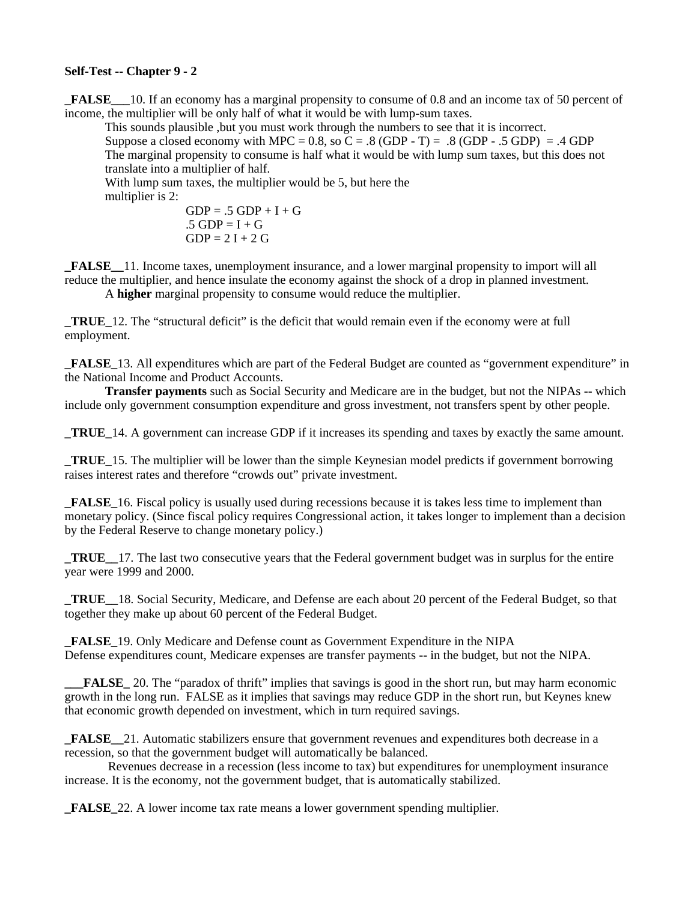**Self-Test -- Chapter 9 - 2**

**_FALSE___**10. If an economy has a marginal propensity to consume of 0.8 and an income tax of 50 percent of income, the multiplier will be only half of what it would be with lump-sum taxes.

This sounds plausible ,but you must work through the numbers to see that it is incorrect.
Suppose a closed economy with MPC = 0.8, so $C = .8 (GDP - T) = .8 (GDP - .5 GDP) = .4 GDP$
The marginal propensity to consume is half what it would be with lump sum taxes, but this does not translate into a multiplier of half.
With lump sum taxes, the multiplier would be 5, but here the multiplier is 2:

$$GDP = .5 GDP + I + G$$
$$.5 GDP = I + G$$
$$GDP = 2 I + 2 G$$

**_FALSE__**11. Income taxes, unemployment insurance, and a lower marginal propensity to import will all reduce the multiplier, and hence insulate the economy against the shock of a drop in planned investment.

A **higher** marginal propensity to consume would reduce the multiplier.

**_TRUE_**12. The "structural deficit" is the deficit that would remain even if the economy were at full employment.

**_FALSE_**13. All expenditures which are part of the Federal Budget are counted as "government expenditure" in the National Income and Product Accounts.

**Transfer payments** such as Social Security and Medicare are in the budget, but not the NIPAs -- which include only government consumption expenditure and gross investment, not transfers spent by other people.

**_TRUE_**14. A government can increase GDP if it increases its spending and taxes by exactly the same amount.

**_TRUE_**15. The multiplier will be lower than the simple Keynesian model predicts if government borrowing raises interest rates and therefore "crowds out" private investment.

**_FALSE_**16. Fiscal policy is usually used during recessions because it is takes less time to implement than monetary policy. (Since fiscal policy requires Congressional action, it takes longer to implement than a decision by the Federal Reserve to change monetary policy.)

**_TRUE__**17. The last two consecutive years that the Federal government budget was in surplus for the entire year were 1999 and 2000.

**_TRUE__**18. Social Security, Medicare, and Defense are each about 20 percent of the Federal Budget, so that together they make up about 60 percent of the Federal Budget.

**_FALSE_**19. Only Medicare and Defense count as Government Expenditure in the NIPA
Defense expenditures count, Medicare expenses are transfer payments -- in the budget, but not the NIPA.

**___FALSE_** 20. The "paradox of thrift" implies that savings is good in the short run, but may harm economic growth in the long run. FALSE as it implies that savings may reduce GDP in the short run, but Keynes knew that economic growth depended on investment, which in turn required savings.

**_FALSE__**21. Automatic stabilizers ensure that government revenues and expenditures both decrease in a recession, so that the government budget will automatically be balanced.

Revenues decrease in a recession (less income to tax) but expenditures for unemployment insurance increase. It is the economy, not the government budget, that is automatically stabilized.

**_FALSE_**22. A lower income tax rate means a lower government spending multiplier.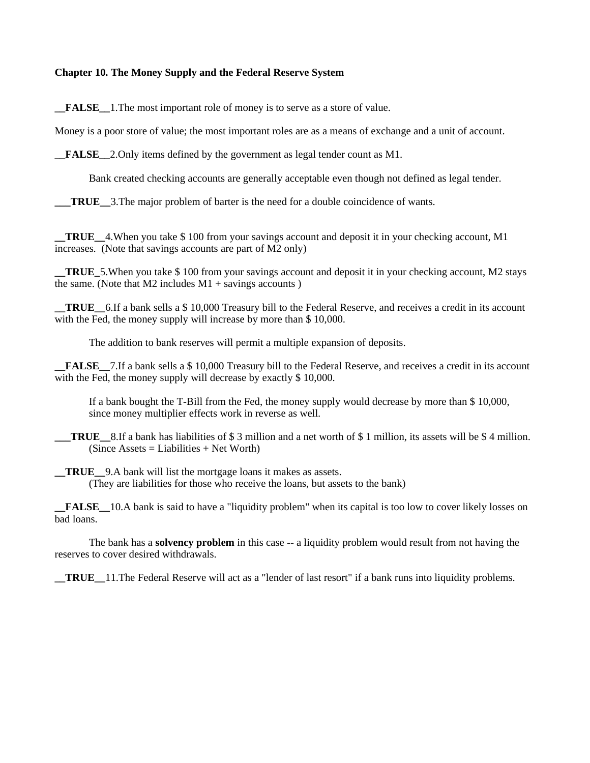**Chapter 10. The Money Supply and the Federal Reserve System**

**__FALSE__**1.The most important role of money is to serve as a store of value.

Money is a poor store of value; the most important roles are as a means of exchange and a unit of account.

**__FALSE__**2.Only items defined by the government as legal tender count as M1.

Bank created checking accounts are generally acceptable even though not defined as legal tender.

**___TRUE__**3.The major problem of barter is the need for a double coincidence of wants.

**__TRUE__**4.When you take $ 100 from your savings account and deposit it in your checking account, M1 increases. (Note that savings accounts are part of M2 only)

**__TRUE_**5.When you take $ 100 from your savings account and deposit it in your checking account, M2 stays the same. (Note that M2 includes M1 + savings accounts )

**__TRUE__**6.If a bank sells a $ 10,000 Treasury bill to the Federal Reserve, and receives a credit in its account with the Fed, the money supply will increase by more than $ 10,000.

The addition to bank reserves will permit a multiple expansion of deposits.

**__FALSE__**7.If a bank sells a $ 10,000 Treasury bill to the Federal Reserve, and receives a credit in its account with the Fed, the money supply will decrease by exactly $ 10,000.

If a bank bought the T-Bill from the Fed, the money supply would decrease by more than $ 10,000, since money multiplier effects work in reverse as well.

**___TRUE__**8.If a bank has liabilities of $ 3 million and a net worth of $ 1 million, its assets will be $ 4 million. (Since Assets = Liabilities + Net Worth)

**__TRUE__**9.A bank will list the mortgage loans it makes as assets.
(They are liabilities for those who receive the loans, but assets to the bank)

**__FALSE__**10.A bank is said to have a "liquidity problem" when its capital is too low to cover likely losses on bad loans.

The bank has a **solvency problem** in this case -- a liquidity problem would result from not having the reserves to cover desired withdrawals.

**__TRUE__**11.The Federal Reserve will act as a "lender of last resort" if a bank runs into liquidity problems.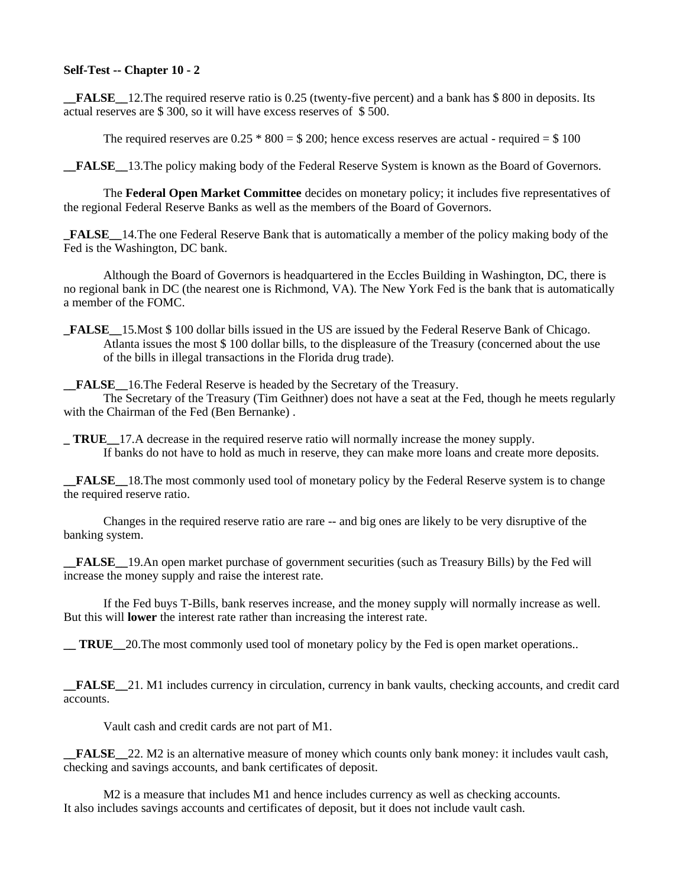**Self-Test -- Chapter 10 - 2**

**__FALSE__**12.The required reserve ratio is 0.25 (twenty-five percent) and a bank has $ 800 in deposits. Its actual reserves are $ 300, so it will have excess reserves of $ 500.

The required reserves are 0.25 * 800 = $ 200; hence excess reserves are actual - required = $ 100

**__FALSE__**13.The policy making body of the Federal Reserve System is known as the Board of Governors.

The **Federal Open Market Committee** decides on monetary policy; it includes five representatives of the regional Federal Reserve Banks as well as the members of the Board of Governors.

**_FALSE__**14.The one Federal Reserve Bank that is automatically a member of the policy making body of the Fed is the Washington, DC bank.

Although the Board of Governors is headquartered in the Eccles Building in Washington, DC, there is no regional bank in DC (the nearest one is Richmond, VA). The New York Fed is the bank that is automatically a member of the FOMC.

**_FALSE__**15.Most $ 100 dollar bills issued in the US are issued by the Federal Reserve Bank of Chicago.
Atlanta issues the most $ 100 dollar bills, to the displeasure of the Treasury (concerned about the use of the bills in illegal transactions in the Florida drug trade).

**__FALSE__**16.The Federal Reserve is headed by the Secretary of the Treasury.
The Secretary of the Treasury (Tim Geithner) does not have a seat at the Fed, though he meets regularly with the Chairman of the Fed (Ben Bernanke) .

**_ TRUE__**17.A decrease in the required reserve ratio will normally increase the money supply.
If banks do not have to hold as much in reserve, they can make more loans and create more deposits.

**__FALSE__**18.The most commonly used tool of monetary policy by the Federal Reserve system is to change the required reserve ratio.

Changes in the required reserve ratio are rare -- and big ones are likely to be very disruptive of the banking system.

**__FALSE__**19.An open market purchase of government securities (such as Treasury Bills) by the Fed will increase the money supply and raise the interest rate.

If the Fed buys T-Bills, bank reserves increase, and the money supply will normally increase as well. But this will **lower** the interest rate rather than increasing the interest rate.

**__ TRUE__**20.The most commonly used tool of monetary policy by the Fed is open market operations..

**__FALSE__**21. M1 includes currency in circulation, currency in bank vaults, checking accounts, and credit card accounts.

Vault cash and credit cards are not part of M1.

**__FALSE__**22. M2 is an alternative measure of money which counts only bank money: it includes vault cash, checking and savings accounts, and bank certificates of deposit.

M2 is a measure that includes M1 and hence includes currency as well as checking accounts. It also includes savings accounts and certificates of deposit, but it does not include vault cash.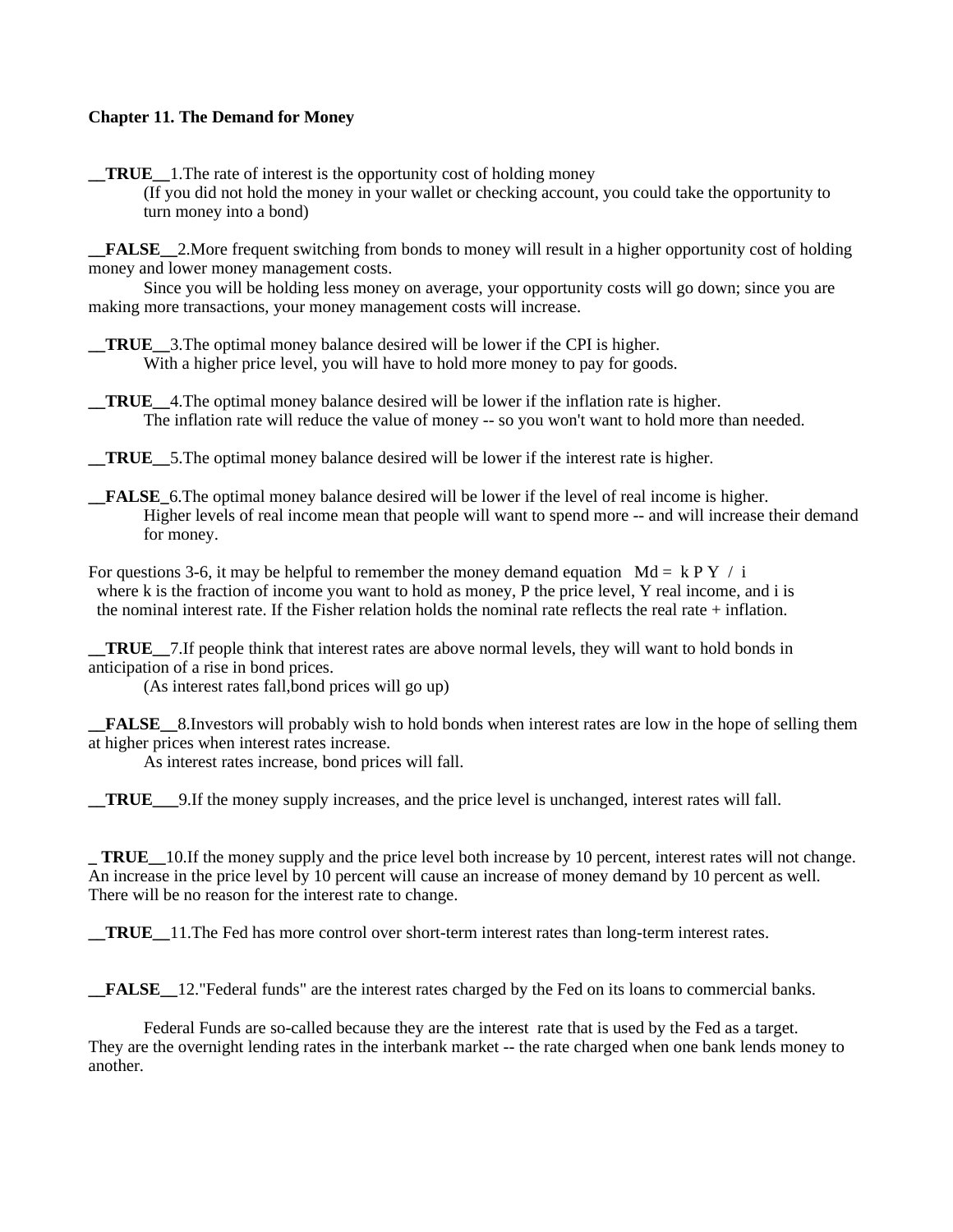**Chapter 11. The Demand for Money**

**__TRUE__**1.The rate of interest is the opportunity cost of holding money

(If you did not hold the money in your wallet or checking account, you could take the opportunity to turn money into a bond)

**__FALSE__**2.More frequent switching from bonds to money will result in a higher opportunity cost of holding money and lower money management costs.

Since you will be holding less money on average, your opportunity costs will go down; since you are making more transactions, your money management costs will increase.

**__TRUE__**3.The optimal money balance desired will be lower if the CPI is higher.

With a higher price level, you will have to hold more money to pay for goods.

**__TRUE__**4.The optimal money balance desired will be lower if the inflation rate is higher.

The inflation rate will reduce the value of money -- so you won't want to hold more than needed.

**__TRUE__**5.The optimal money balance desired will be lower if the interest rate is higher.

**__FALSE_**6.The optimal money balance desired will be lower if the level of real income is higher.

Higher levels of real income mean that people will want to spend more -- and will increase their demand for money.

For questions 3-6, it may be helpful to remember the money demand equation $Md = k P Y / i$ where k is the fraction of income you want to hold as money, P the price level, Y real income, and i is the nominal interest rate. If the Fisher relation holds the nominal rate reflects the real rate + inflation.

**__TRUE__**7.If people think that interest rates are above normal levels, they will want to hold bonds in anticipation of a rise in bond prices.

(As interest rates fall,bond prices will go up)

**__FALSE__**8.Investors will probably wish to hold bonds when interest rates are low in the hope of selling them at higher prices when interest rates increase.

As interest rates increase, bond prices will fall.

**__TRUE___**9.If the money supply increases, and the price level is unchanged, interest rates will fall.

**_ TRUE__**10.If the money supply and the price level both increase by 10 percent, interest rates will not change. An increase in the price level by 10 percent will cause an increase of money demand by 10 percent as well. There will be no reason for the interest rate to change.

**__TRUE__**11.The Fed has more control over short-term interest rates than long-term interest rates.

**__FALSE__**12."Federal funds" are the interest rates charged by the Fed on its loans to commercial banks.

Federal Funds are so-called because they are the interest rate that is used by the Fed as a target. They are the overnight lending rates in the interbank market -- the rate charged when one bank lends money to another.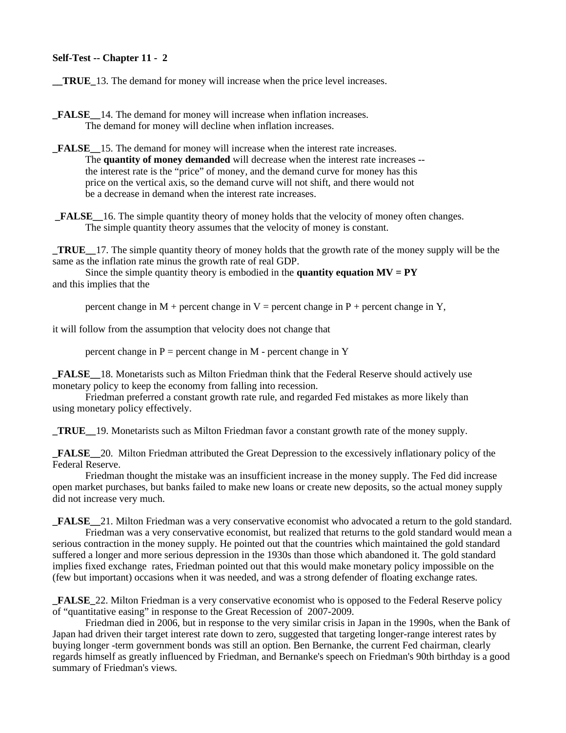**Self-Test -- Chapter 11 - 2**

**__TRUE_**13. The demand for money will increase when the price level increases.

**_FALSE__**14. The demand for money will increase when inflation increases.
The demand for money will decline when inflation increases.

**_FALSE__**15. The demand for money will increase when the interest rate increases.
The **quantity of money demanded** will decrease when the interest rate increases -- the interest rate is the "price" of money, and the demand curve for money has this price on the vertical axis, so the demand curve will not shift, and there would not be a decrease in demand when the interest rate increases.

**_FALSE__**16. The simple quantity theory of money holds that the velocity of money often changes.
The simple quantity theory assumes that the velocity of money is constant.

**_TRUE__**17. The simple quantity theory of money holds that the growth rate of the money supply will be the same as the inflation rate minus the growth rate of real GDP.
Since the simple quantity theory is embodied in the **quantity equation MV = PY** and this implies that the

percent change in M + percent change in V = percent change in P + percent change in Y,

it will follow from the assumption that velocity does not change that

percent change in P = percent change in M - percent change in Y

**_FALSE__**18. Monetarists such as Milton Friedman think that the Federal Reserve should actively use monetary policy to keep the economy from falling into recession.
Friedman preferred a constant growth rate rule, and regarded Fed mistakes as more likely than using monetary policy effectively.

**_TRUE__**19. Monetarists such as Milton Friedman favor a constant growth rate of the money supply.

**_FALSE__**20. Milton Friedman attributed the Great Depression to the excessively inflationary policy of the Federal Reserve.
Friedman thought the mistake was an insufficient increase in the money supply. The Fed did increase open market purchases, but banks failed to make new loans or create new deposits, so the actual money supply did not increase very much.

**_FALSE__**21. Milton Friedman was a very conservative economist who advocated a return to the gold standard.
Friedman was a very conservative economist, but realized that returns to the gold standard would mean a serious contraction in the money supply. He pointed out that the countries which maintained the gold standard suffered a longer and more serious depression in the 1930s than those which abandoned it. The gold standard implies fixed exchange rates, Friedman pointed out that this would make monetary policy impossible on the (few but important) occasions when it was needed, and was a strong defender of floating exchange rates.

**_FALSE_**22. Milton Friedman is a very conservative economist who is opposed to the Federal Reserve policy of "quantitative easing" in response to the Great Recession of 2007-2009.
Friedman died in 2006, but in response to the very similar crisis in Japan in the 1990s, when the Bank of Japan had driven their target interest rate down to zero, suggested that targeting longer-range interest rates by buying longer -term government bonds was still an option. Ben Bernanke, the current Fed chairman, clearly regards himself as greatly influenced by Friedman, and Bernanke's speech on Friedman's 90th birthday is a good summary of Friedman's views.